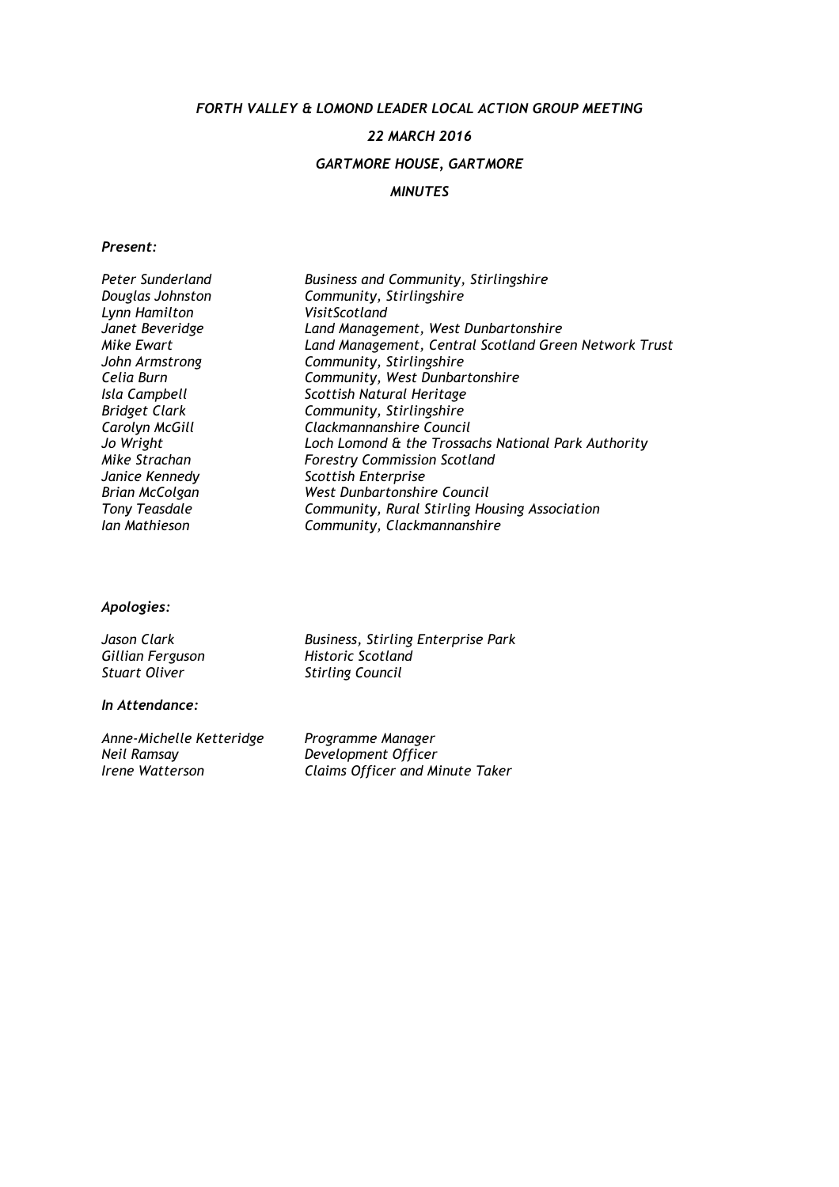# *FORTH VALLEY & LOMOND LEADER LOCAL ACTION GROUP MEETING*

## *22 MARCH 2016*

## *GARTMORE HOUSE, GARTMORE*

## *MINUTES*

***Present:***

| | |
|---|---|
| *Peter Sunderland* | *Business and Community, Stirlingshire* |
| *Douglas Johnston* | *Community, Stirlingshire* |
| *Lynn Hamilton* | *VisitScotland* |
| *Janet Beveridge* | *Land Management, West Dunbartonshire* |
| *Mike Ewart* | *Land Management, Central Scotland Green Network Trust* |
| *John Armstrong* | *Community, Stirlingshire* |
| *Celia Burn* | *Community, West Dunbartonshire* |
| *Isla Campbell* | *Scottish Natural Heritage* |
| *Bridget Clark* | *Community, Stirlingshire* |
| *Carolyn McGill* | *Clackmannanshire Council* |
| *Jo Wright* | *Loch Lomond & the Trossachs National Park Authority* |
| *Mike Strachan* | *Forestry Commission Scotland* |
| *Janice Kennedy* | *Scottish Enterprise* |
| *Brian McColgan* | *West Dunbartonshire Council* |
| *Tony Teasdale* | *Community, Rural Stirling Housing Association* |
| *Ian Mathieson* | *Community, Clackmannanshire* |

***Apologies:***

| | |
|---|---|
| *Jason Clark* | *Business, Stirling Enterprise Park* |
| *Gillian Ferguson* | *Historic Scotland* |
| *Stuart Oliver* | *Stirling Council* |

***In Attendance:***

| | |
|---|---|
| *Anne-Michelle Ketteridge* | *Programme Manager* |
| *Neil Ramsay* | *Development Officer* |
| *Irene Watterson* | *Claims Officer and Minute Taker* |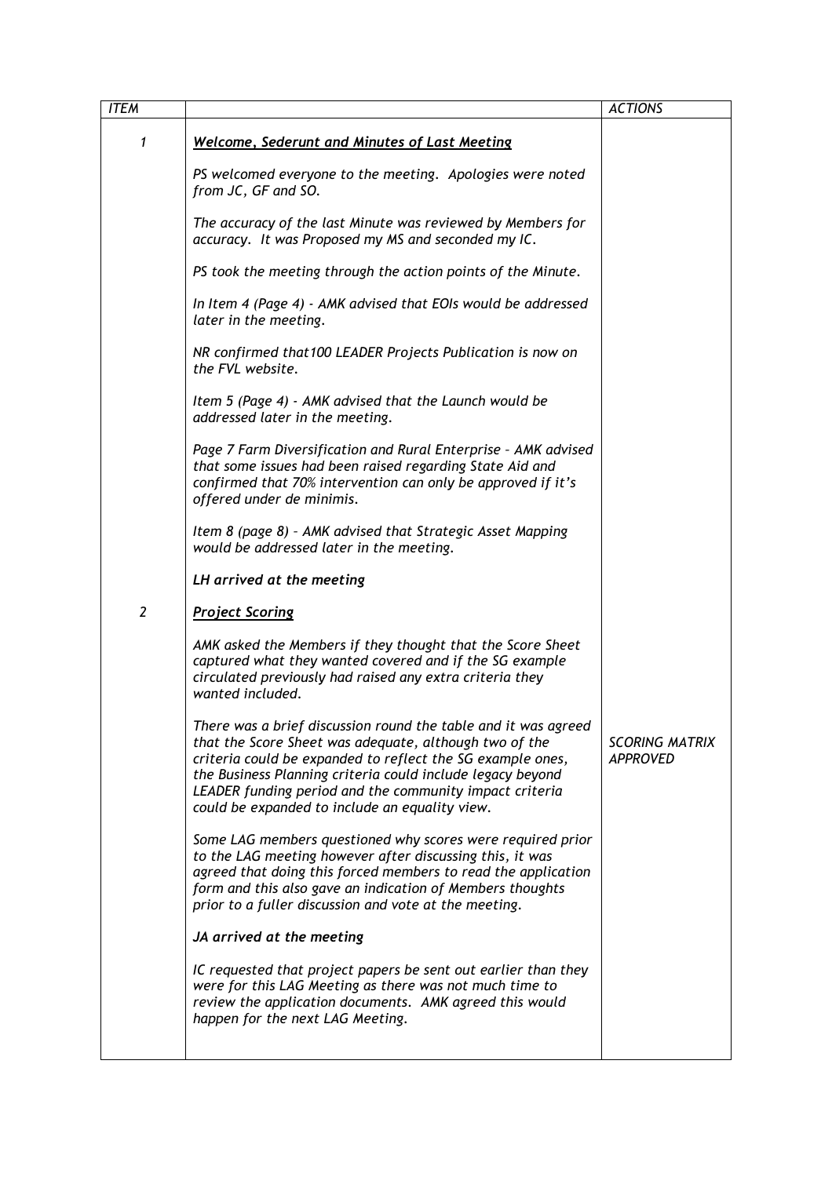| *ITEM* | | *ACTIONS* |
|---|---|---|
| *1* | ***Welcome, Sederunt and Minutes of Last Meeting***<br><br>*PS welcomed everyone to the meeting. Apologies were noted from JC, GF and SO.*<br><br>*The accuracy of the last Minute was reviewed by Members for accuracy. It was Proposed my MS and seconded my IC.*<br><br>*PS took the meeting through the action points of the Minute.*<br><br>*In Item 4 (Page 4) - AMK advised that EOIs would be addressed later in the meeting.*<br><br>*NR confirmed that100 LEADER Projects Publication is now on the FVL website.*<br><br>*Item 5 (Page 4) - AMK advised that the Launch would be addressed later in the meeting.*<br><br>*Page 7 Farm Diversification and Rural Enterprise – AMK advised that some issues had been raised regarding State Aid and confirmed that 70% intervention can only be approved if it's offered under de minimis.*<br><br>*Item 8 (page 8) – AMK advised that Strategic Asset Mapping would be addressed later in the meeting.*<br><br>***LH arrived at the meeting*** | |
| *2* | ***Project Scoring***<br><br>*AMK asked the Members if they thought that the Score Sheet captured what they wanted covered and if the SG example circulated previously had raised any extra criteria they wanted included.*<br><br>*There was a brief discussion round the table and it was agreed that the Score Sheet was adequate, although two of the criteria could be expanded to reflect the SG example ones, the Business Planning criteria could include legacy beyond LEADER funding period and the community impact criteria could be expanded to include an equality view.*<br><br>*Some LAG members questioned why scores were required prior to the LAG meeting however after discussing this, it was agreed that doing this forced members to read the application form and this also gave an indication of Members thoughts prior to a fuller discussion and vote at the meeting.*<br><br>***JA arrived at the meeting***<br><br>*IC requested that project papers be sent out earlier than they were for this LAG Meeting as there was not much time to review the application documents. AMK agreed this would happen for the next LAG Meeting.* | *SCORING MATRIX APPROVED* |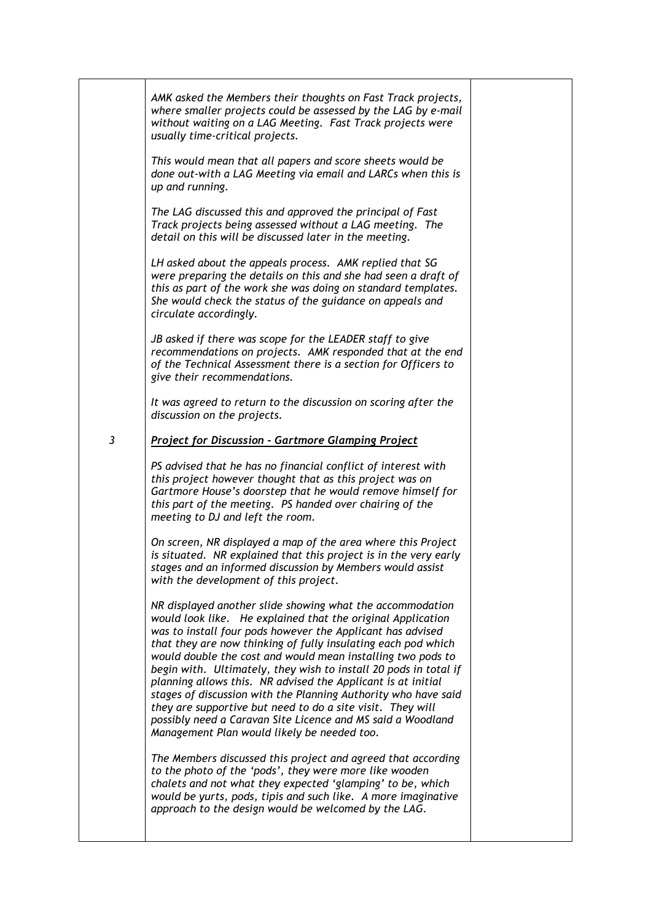*AMK asked the Members their thoughts on Fast Track projects, where smaller projects could be assessed by the LAG by e-mail without waiting on a LAG Meeting. Fast Track projects were usually time-critical projects.*

*This would mean that all papers and score sheets would be done out-with a LAG Meeting via email and LARCs when this is up and running.*

*The LAG discussed this and approved the principal of Fast Track projects being assessed without a LAG meeting. The detail on this will be discussed later in the meeting.*

*LH asked about the appeals process. AMK replied that SG were preparing the details on this and she had seen a draft of this as part of the work she was doing on standard templates. She would check the status of the guidance on appeals and circulate accordingly.*

*JB asked if there was scope for the LEADER staff to give recommendations on projects. AMK responded that at the end of the Technical Assessment there is a section for Officers to give their recommendations.*

*It was agreed to return to the discussion on scoring after the discussion on the projects.*

*3* ***Project for Discussion - Gartmore Glamping Project***

*PS advised that he has no financial conflict of interest with this project however thought that as this project was on Gartmore House's doorstep that he would remove himself for this part of the meeting. PS handed over chairing of the meeting to DJ and left the room.*

*On screen, NR displayed a map of the area where this Project is situated. NR explained that this project is in the very early stages and an informed discussion by Members would assist with the development of this project.*

*NR displayed another slide showing what the accommodation would look like. He explained that the original Application was to install four pods however the Applicant has advised that they are now thinking of fully insulating each pod which would double the cost and would mean installing two pods to begin with. Ultimately, they wish to install 20 pods in total if planning allows this. NR advised the Applicant is at initial stages of discussion with the Planning Authority who have said they are supportive but need to do a site visit. They will possibly need a Caravan Site Licence and MS said a Woodland Management Plan would likely be needed too.*

*The Members discussed this project and agreed that according to the photo of the 'pods', they were more like wooden chalets and not what they expected 'glamping' to be, which would be yurts, pods, tipis and such like. A more imaginative approach to the design would be welcomed by the LAG.*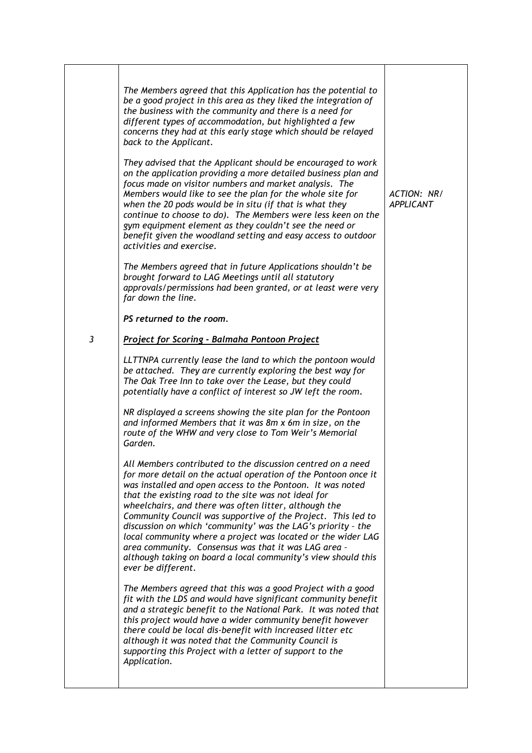| | | |
|---|---|---|
| | *The Members agreed that this Application has the potential to be a good project in this area as they liked the integration of the business with the community and there is a need for different types of accommodation, but highlighted a few concerns they had at this early stage which should be relayed back to the Applicant.*<br><br>*They advised that the Applicant should be encouraged to work on the application providing a more detailed business plan and focus made on visitor numbers and market analysis. The Members would like to see the plan for the whole site for when the 20 pods would be in situ (if that is what they continue to choose to do). The Members were less keen on the gym equipment element as they couldn't see the need or benefit given the woodland setting and easy access to outdoor activities and exercise.*<br><br>*The Members agreed that in future Applications shouldn't be brought forward to LAG Meetings until all statutory approvals/permissions had been granted, or at least were very far down the line.*<br><br>***PS returned to the room.*** | *ACTION: NR/ APPLICANT* |
| *3* | ***<u>Project for Scoring - Balmaha Pontoon Project</u>***<br><br>*LLTTNPA currently lease the land to which the pontoon would be attached. They are currently exploring the best way for The Oak Tree Inn to take over the Lease, but they could potentially have a conflict of interest so JW left the room.*<br><br>*NR displayed a screens showing the site plan for the Pontoon and informed Members that it was 8m x 6m in size, on the route of the WHW and very close to Tom Weir's Memorial Garden.*<br><br>*All Members contributed to the discussion centred on a need for more detail on the actual operation of the Pontoon once it was installed and open access to the Pontoon. It was noted that the existing road to the site was not ideal for wheelchairs, and there was often litter, although the Community Council was supportive of the Project. This led to discussion on which 'community' was the LAG's priority – the local community where a project was located or the wider LAG area community. Consensus was that it was LAG area – although taking on board a local community's view should this ever be different.*<br><br>*The Members agreed that this was a good Project with a good fit with the LDS and would have significant community benefit and a strategic benefit to the National Park. It was noted that this project would have a wider community benefit however there could be local dis-benefit with increased litter etc although it was noted that the Community Council is supporting this Project with a letter of support to the Application.* | |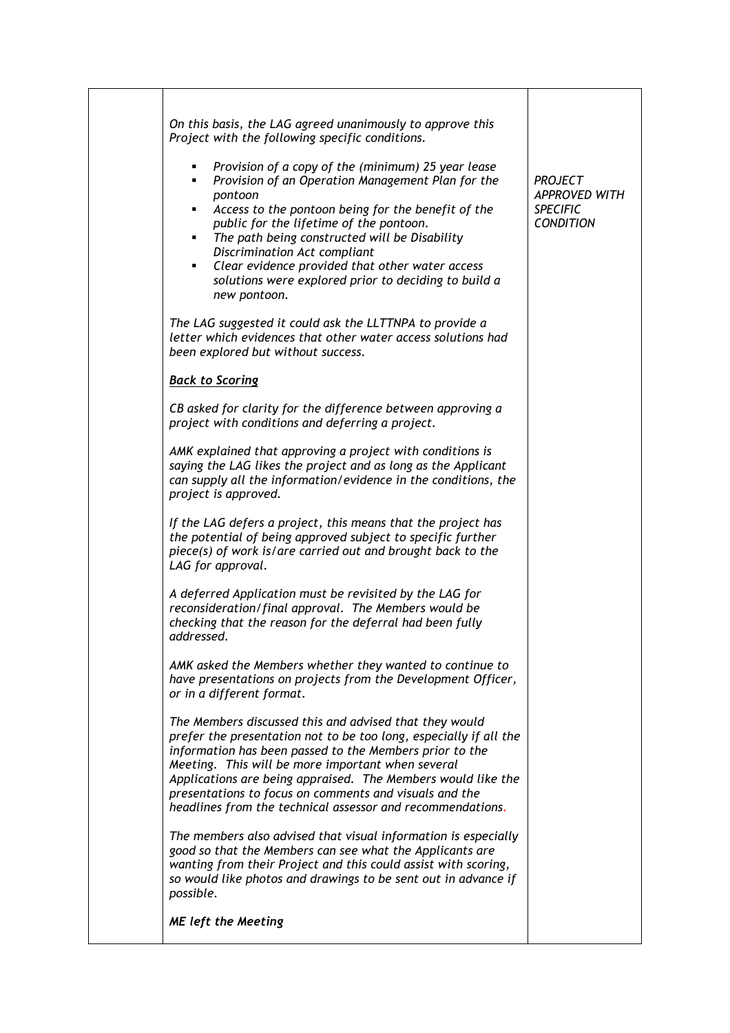| | | |
|---|---|---|
| | *On this basis, the LAG agreed unanimously to approve this Project with the following specific conditions.*<br><br>- *Provision of a copy of the (minimum) 25 year lease*<br>- *Provision of an Operation Management Plan for the pontoon*<br>- *Access to the pontoon being for the benefit of the public for the lifetime of the pontoon.*<br>- *The path being constructed will be Disability Discrimination Act compliant*<br>- *Clear evidence provided that other water access solutions were explored prior to deciding to build a new pontoon.*<br><br>*The LAG suggested it could ask the LLTTNPA to provide a letter which evidences that other water access solutions had been explored but without success.*<br><br>***Back to Scoring***<br><br>*CB asked for clarity for the difference between approving a project with conditions and deferring a project.*<br><br>*AMK explained that approving a project with conditions is saying the LAG likes the project and as long as the Applicant can supply all the information/evidence in the conditions, the project is approved.*<br><br>*If the LAG defers a project, this means that the project has the potential of being approved subject to specific further piece(s) of work is/are carried out and brought back to the LAG for approval.*<br><br>*A deferred Application must be revisited by the LAG for reconsideration/final approval. The Members would be checking that the reason for the deferral had been fully addressed.*<br><br>*AMK asked the Members whether they wanted to continue to have presentations on projects from the Development Officer, or in a different format.*<br><br>*The Members discussed this and advised that they would prefer the presentation not to be too long, especially if all the information has been passed to the Members prior to the Meeting. This will be more important when several Applications are being appraised. The Members would like the presentations to focus on comments and visuals and the headlines from the technical assessor and recommendations.*<br><br>*The members also advised that visual information is especially good so that the Members can see what the Applicants are wanting from their Project and this could assist with scoring, so would like photos and drawings to be sent out in advance if possible.*<br><br>***ME left the Meeting*** | *PROJECT APPROVED WITH SPECIFIC CONDITION* |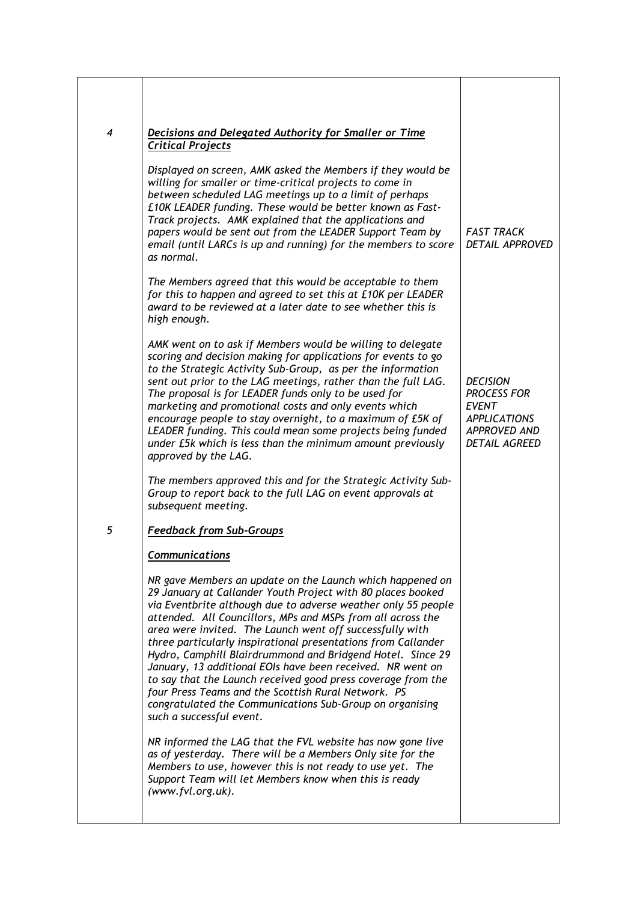| | | |
|---|---|---|
| 4 | ***Decisions and Delegated Authority for Smaller or Time Critical Projects*** | |
| | *Displayed on screen, AMK asked the Members if they would be willing for smaller or time-critical projects to come in between scheduled LAG meetings up to a limit of perhaps £10K LEADER funding. These would be better known as Fast-Track projects. AMK explained that the applications and papers would be sent out from the LEADER Support Team by email (until LARCs is up and running) for the members to score as normal.* | *FAST TRACK DETAIL APPROVED* |
| | *The Members agreed that this would be acceptable to them for this to happen and agreed to set this at £10K per LEADER award to be reviewed at a later date to see whether this is high enough.* | |
| | *AMK went on to ask if Members would be willing to delegate scoring and decision making for applications for events to go to the Strategic Activity Sub-Group, as per the information sent out prior to the LAG meetings, rather than the full LAG. The proposal is for LEADER funds only to be used for marketing and promotional costs and only events which encourage people to stay overnight, to a maximum of £5K of LEADER funding. This could mean some projects being funded under £5k which is less than the minimum amount previously approved by the LAG.* | *DECISION PROCESS FOR EVENT APPLICATIONS APPROVED AND DETAIL AGREED* |
| | *The members approved this and for the Strategic Activity Sub-Group to report back to the full LAG on event approvals at subsequent meeting.* | |
| 5 | ***Feedback from Sub-Groups*** | |
| | ***Communications*** | |
| | *NR gave Members an update on the Launch which happened on 29 January at Callander Youth Project with 80 places booked via Eventbrite although due to adverse weather only 55 people attended. All Councillors, MPs and MSPs from all across the area were invited. The Launch went off successfully with three particularly inspirational presentations from Callander Hydro, Camphill Blairdrummond and Bridgend Hotel. Since 29 January, 13 additional EOIs have been received. NR went on to say that the Launch received good press coverage from the four Press Teams and the Scottish Rural Network. PS congratulated the Communications Sub-Group on organising such a successful event.* | |
| | *NR informed the LAG that the FVL website has now gone live as of yesterday. There will be a Members Only site for the Members to use, however this is not ready to use yet. The Support Team will let Members know when this is ready (www.fvl.org.uk).* | |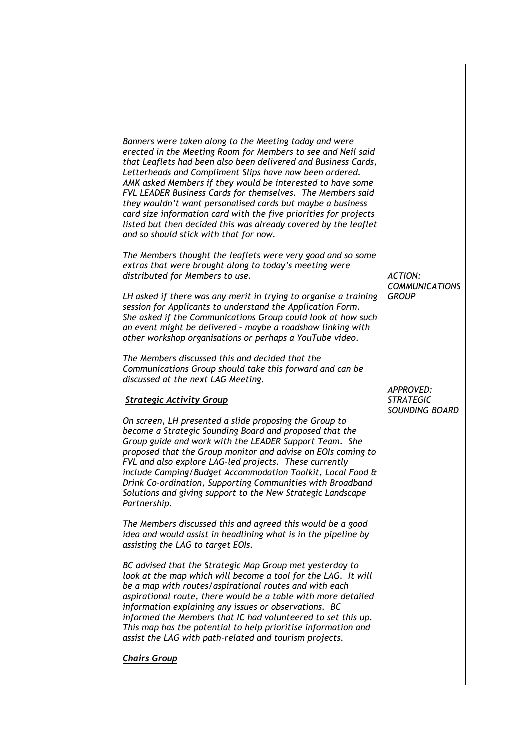| | | |
|---|---|---|
| | *Banners were taken along to the Meeting today and were erected in the Meeting Room for Members to see and Neil said that Leaflets had been also been delivered and Business Cards, Letterheads and Compliment Slips have now been ordered. AMK asked Members if they would be interested to have some FVL LEADER Business Cards for themselves. The Members said they wouldn't want personalised cards but maybe a business card size information card with the five priorities for projects listed but then decided this was already covered by the leaflet and so should stick with that for now.*<br><br>*The Members thought the leaflets were very good and so some extras that were brought along to today's meeting were distributed for Members to use.*<br><br>*LH asked if there was any merit in trying to organise a training session for Applicants to understand the Application Form. She asked if the Communications Group could look at how such an event might be delivered – maybe a roadshow linking with other workshop organisations or perhaps a YouTube video.*<br><br>*The Members discussed this and decided that the Communications Group should take this forward and can be discussed at the next LAG Meeting.* | *ACTION: COMMUNICATIONS GROUP* |
| | ***Strategic Activity Group***<br><br>*On screen, LH presented a slide proposing the Group to become a Strategic Sounding Board and proposed that the Group guide and work with the LEADER Support Team. She proposed that the Group monitor and advise on EOIs coming to FVL and also explore LAG-led projects. These currently include Camping/Budget Accommodation Toolkit, Local Food & Drink Co-ordination, Supporting Communities with Broadband Solutions and giving support to the New Strategic Landscape Partnership.*<br><br>*The Members discussed this and agreed this would be a good idea and would assist in headlining what is in the pipeline by assisting the LAG to target EOIs.*<br><br>*BC advised that the Strategic Map Group met yesterday to look at the map which will become a tool for the LAG. It will be a map with routes/aspirational routes and with each aspirational route, there would be a table with more detailed information explaining any issues or observations. BC informed the Members that IC had volunteered to set this up. This map has the potential to help prioritise information and assist the LAG with path-related and tourism projects.*<br><br>***Chairs Group*** | *APPROVED: STRATEGIC SOUNDING BOARD* |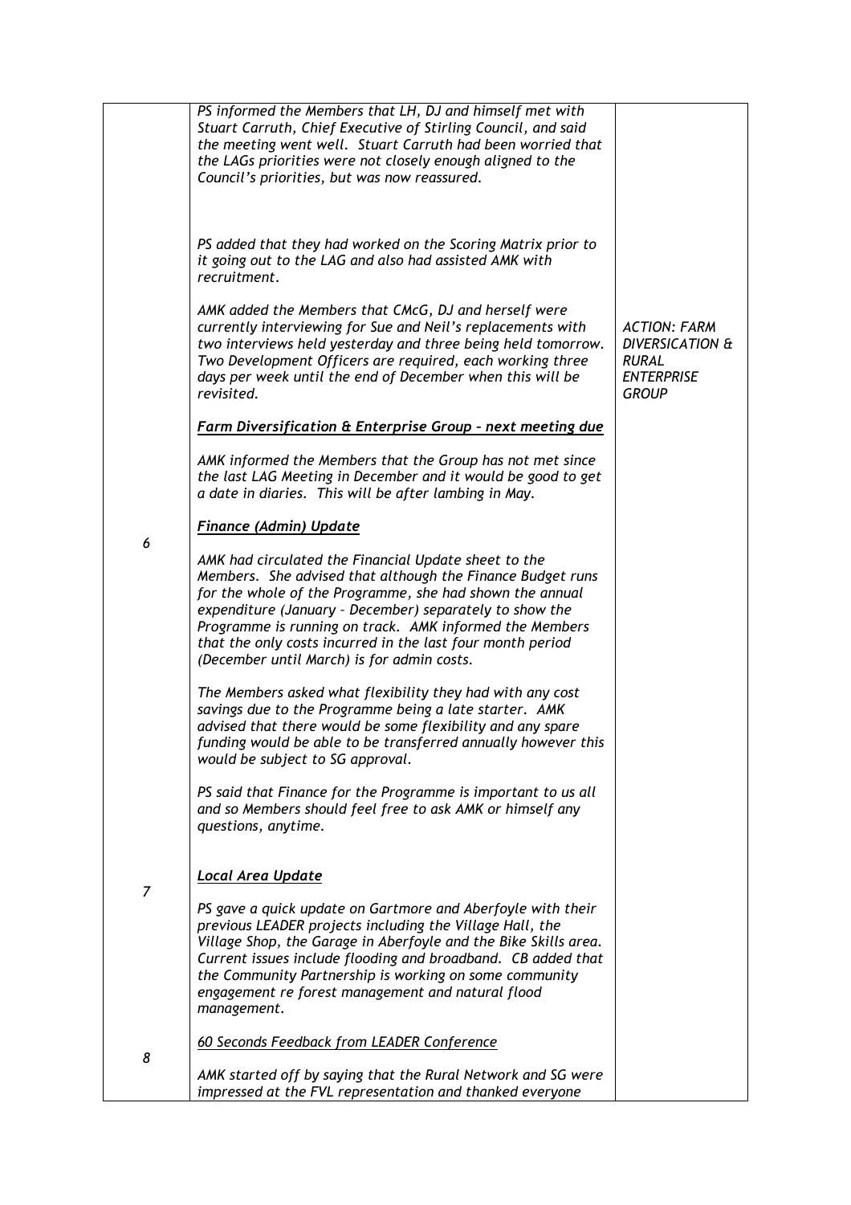|  |  |  |
|---|---|---|
|  | *PS informed the Members that LH, DJ and himself met with Stuart Carruth, Chief Executive of Stirling Council, and said the meeting went well. Stuart Carruth had been worried that the LAGs priorities were not closely enough aligned to the Council's priorities, but was now reassured.*<br><br>*PS added that they had worked on the Scoring Matrix prior to it going out to the LAG and also had assisted AMK with recruitment.*<br><br>*AMK added the Members that CMcG, DJ and herself were currently interviewing for Sue and Neil's replacements with two interviews held yesterday and three being held tomorrow. Two Development Officers are required, each working three days per week until the end of December when this will be revisited.*<br><br>***Farm Diversification & Enterprise Group – next meeting due***<br><br>*AMK informed the Members that the Group has not met since the last LAG Meeting in December and it would be good to get a date in diaries. This will be after lambing in May.* | *ACTION: FARM DIVERSIFICATION & RURAL ENTERPRISE GROUP* |
| *6* | ***Finance (Admin) Update***<br><br>*AMK had circulated the Financial Update sheet to the Members. She advised that although the Finance Budget runs for the whole of the Programme, she had shown the annual expenditure (January – December) separately to show the Programme is running on track. AMK informed the Members that the only costs incurred in the last four month period (December until March) is for admin costs.*<br><br>*The Members asked what flexibility they had with any cost savings due to the Programme being a late starter. AMK advised that there would be some flexibility and any spare funding would be able to be transferred annually however this would be subject to SG approval.*<br><br>*PS said that Finance for the Programme is important to us all and so Members should feel free to ask AMK or himself any questions, anytime.* |  |
| *7* | ***Local Area Update***<br><br>*PS gave a quick update on Gartmore and Aberfoyle with their previous LEADER projects including the Village Hall, the Village Shop, the Garage in Aberfoyle and the Bike Skills area. Current issues include flooding and broadband. CB added that the Community Partnership is working on some community engagement re forest management and natural flood management.* |  |
| *8* | ***60 Seconds Feedback from LEADER Conference***<br><br>*AMK started off by saying that the Rural Network and SG were impressed at the FVL representation and thanked everyone* |  |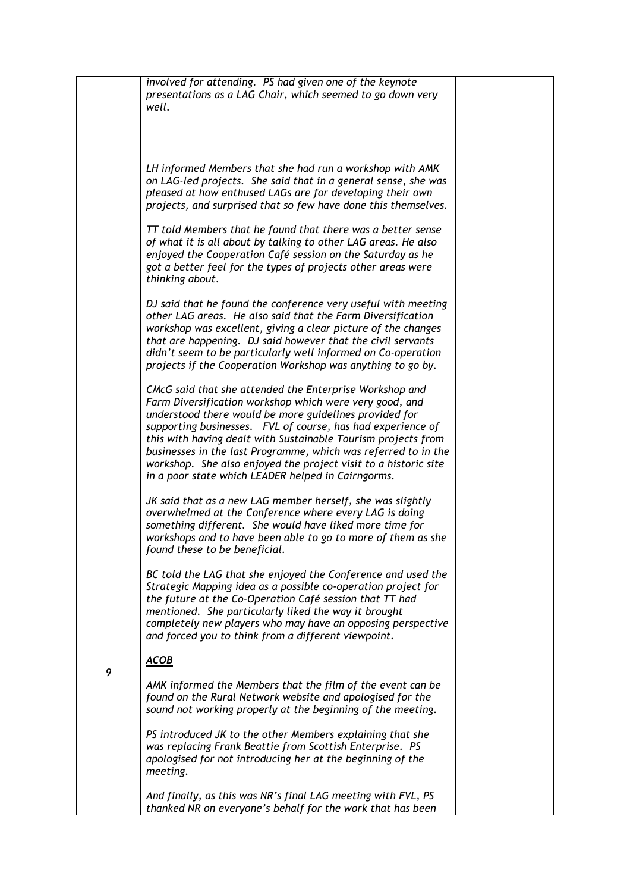| | | |
|---|---|---|
| | *involved for attending. PS had given one of the keynote presentations as a LAG Chair, which seemed to go down very well.*<br><br>*LH informed Members that she had run a workshop with AMK on LAG-led projects. She said that in a general sense, she was pleased at how enthused LAGs are for developing their own projects, and surprised that so few have done this themselves.*<br><br>*TT told Members that he found that there was a better sense of what it is all about by talking to other LAG areas. He also enjoyed the Cooperation Café session on the Saturday as he got a better feel for the types of projects other areas were thinking about.*<br><br>*DJ said that he found the conference very useful with meeting other LAG areas. He also said that the Farm Diversification workshop was excellent, giving a clear picture of the changes that are happening. DJ said however that the civil servants didn't seem to be particularly well informed on Co-operation projects if the Cooperation Workshop was anything to go by.*<br><br>*CMcG said that she attended the Enterprise Workshop and Farm Diversification workshop which were very good, and understood there would be more guidelines provided for supporting businesses. FVL of course, has had experience of this with having dealt with Sustainable Tourism projects from businesses in the last Programme, which was referred to in the workshop. She also enjoyed the project visit to a historic site in a poor state which LEADER helped in Cairngorms.*<br><br>*JK said that as a new LAG member herself, she was slightly overwhelmed at the Conference where every LAG is doing something different. She would have liked more time for workshops and to have been able to go to more of them as she found these to be beneficial.*<br><br>*BC told the LAG that she enjoyed the Conference and used the Strategic Mapping idea as a possible co-operation project for the future at the Co-Operation Café session that TT had mentioned. She particularly liked the way it brought completely new players who may have an opposing perspective and forced you to think from a different viewpoint.* | |
| 9 | ***ACOB***<br><br>*AMK informed the Members that the film of the event can be found on the Rural Network website and apologised for the sound not working properly at the beginning of the meeting.*<br><br>*PS introduced JK to the other Members explaining that she was replacing Frank Beattie from Scottish Enterprise. PS apologised for not introducing her at the beginning of the meeting.*<br><br>*And finally, as this was NR's final LAG meeting with FVL, PS thanked NR on everyone's behalf for the work that has been* | |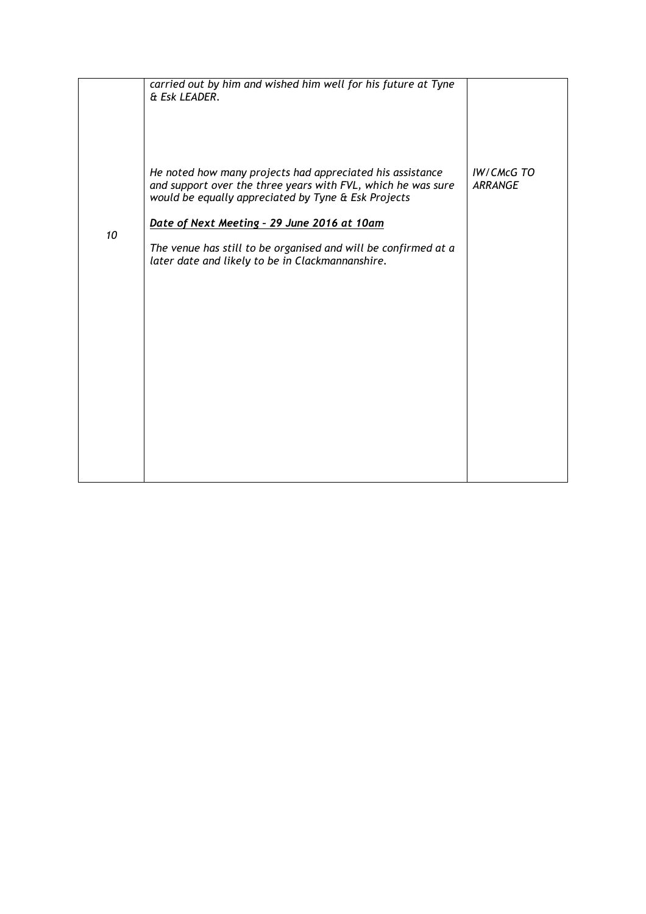| | | |
|---|---|---|
| | *carried out by him and wished him well for his future at Tyne & Esk LEADER.*<br><br>*He noted how many projects had appreciated his assistance and support over the three years with FVL, which he was sure would be equally appreciated by Tyne & Esk Projects* | *IW/CMcG TO ARRANGE* |
| *10* | ***Date of Next Meeting – 29 June 2016 at 10am***<br><br>*The venue has still to be organised and will be confirmed at a later date and likely to be in Clackmannanshire.* | |